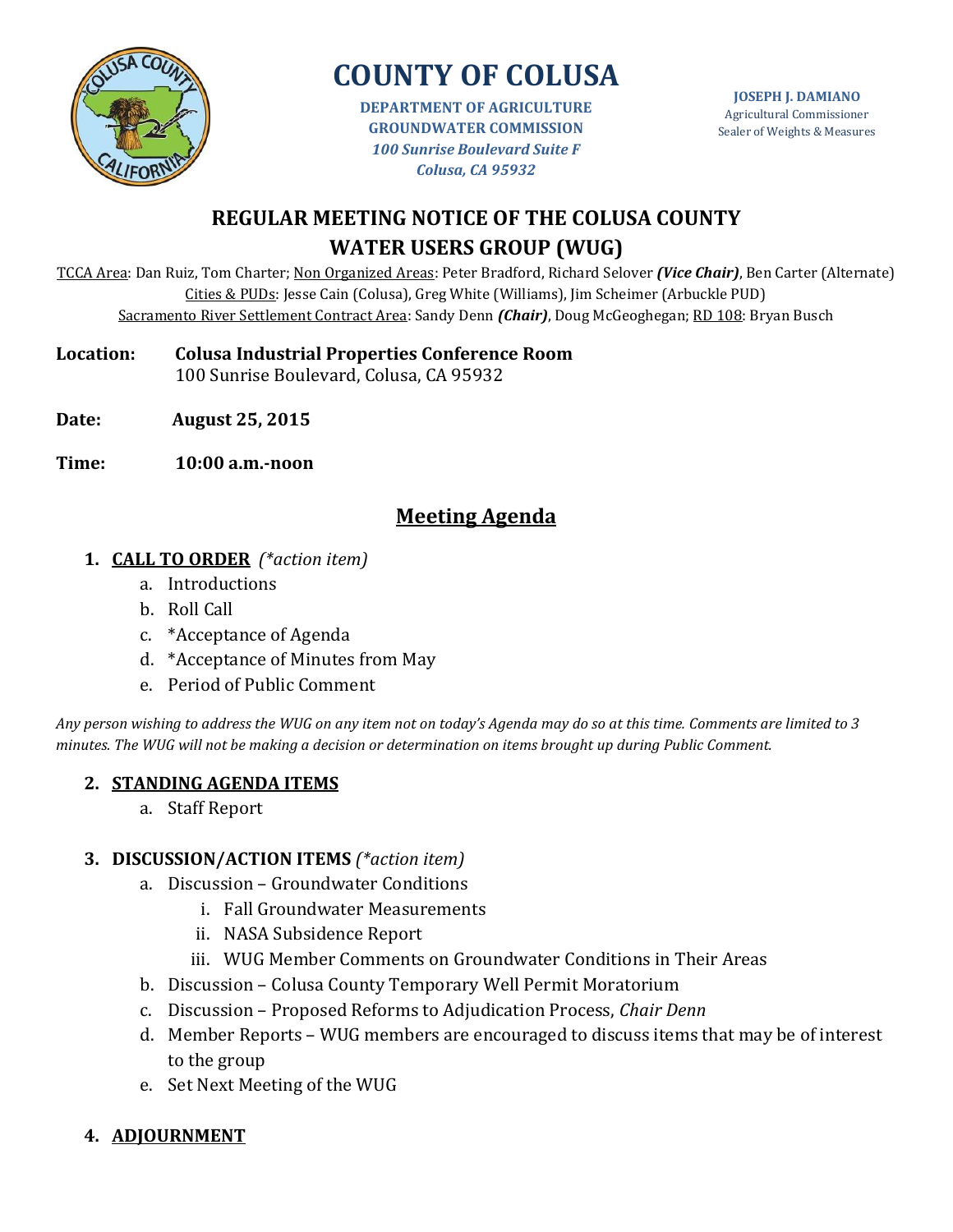# COUNTY OF COLUSA

**DEPARTMENT OF AGRICULTURE**
**GROUNDWATER COMMISSION**
*100 Sunrise Boulevard Suite F*
*Colusa, CA 95932*

**JOSEPH J. DAMIANO**
Agricultural Commissioner
Sealer of Weights & Measures

## REGULAR MEETING NOTICE OF THE COLUSA COUNTY WATER USERS GROUP (WUG)

TCCA Area: Dan Ruiz, Tom Charter; Non Organized Areas: Peter Bradford, Richard Selover ***(Vice Chair)***, Ben Carter (Alternate)
Cities & PUDs: Jesse Cain (Colusa), Greg White (Williams), Jim Scheimer (Arbuckle PUD)
Sacramento River Settlement Contract Area: Sandy Denn ***(Chair)***, Doug McGeoghegan; RD 108: Bryan Busch

**Location:** **Colusa Industrial Properties Conference Room**
100 Sunrise Boulevard, Colusa, CA 95932

**Date:** **August 25, 2015**

**Time:** **10:00 a.m.-noon**

## Meeting Agenda

1. **CALL TO ORDER** *(\*action item)*
   a. Introductions
   b. Roll Call
   c. *Acceptance of Agenda
   d. *Acceptance of Minutes from May
   e. Period of Public Comment

*Any person wishing to address the WUG on any item not on today's Agenda may do so at this time. Comments are limited to 3 minutes. The WUG will not be making a decision or determination on items brought up during Public Comment.*

2. **STANDING AGENDA ITEMS**
   a. Staff Report

3. **DISCUSSION/ACTION ITEMS** *(\*action item)*
   a. Discussion – Groundwater Conditions
      i. Fall Groundwater Measurements
      ii. NASA Subsidence Report
      iii. WUG Member Comments on Groundwater Conditions in Their Areas
   b. Discussion – Colusa County Temporary Well Permit Moratorium
   c. Discussion – Proposed Reforms to Adjudication Process, *Chair Denn*
   d. Member Reports – WUG members are encouraged to discuss items that may be of interest to the group
   e. Set Next Meeting of the WUG

4. **ADJOURNMENT**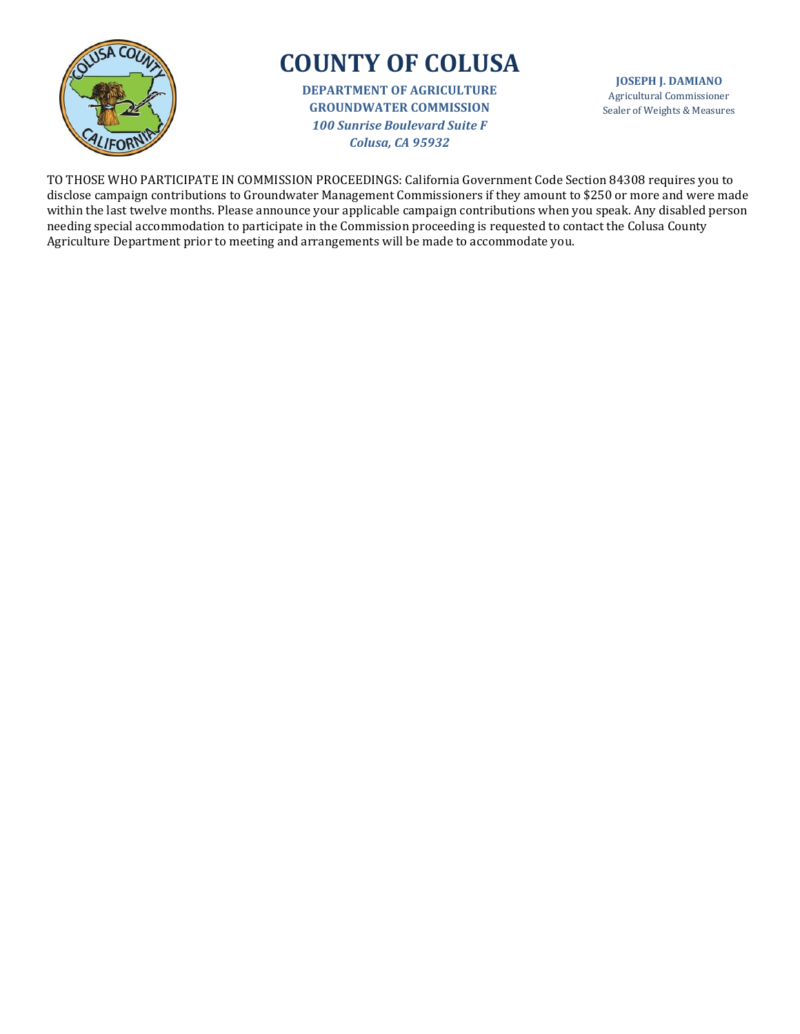# COUNTY OF COLUSA

**DEPARTMENT OF AGRICULTURE**
**GROUNDWATER COMMISSION**
***100 Sunrise Boulevard Suite F***
***Colusa, CA 95932***

**JOSEPH J. DAMIANO**
Agricultural Commissioner
Sealer of Weights & Measures

TO THOSE WHO PARTICIPATE IN COMMISSION PROCEEDINGS: California Government Code Section 84308 requires you to disclose campaign contributions to Groundwater Management Commissioners if they amount to $250 or more and were made within the last twelve months. Please announce your applicable campaign contributions when you speak. Any disabled person needing special accommodation to participate in the Commission proceeding is requested to contact the Colusa County Agriculture Department prior to meeting and arrangements will be made to accommodate you.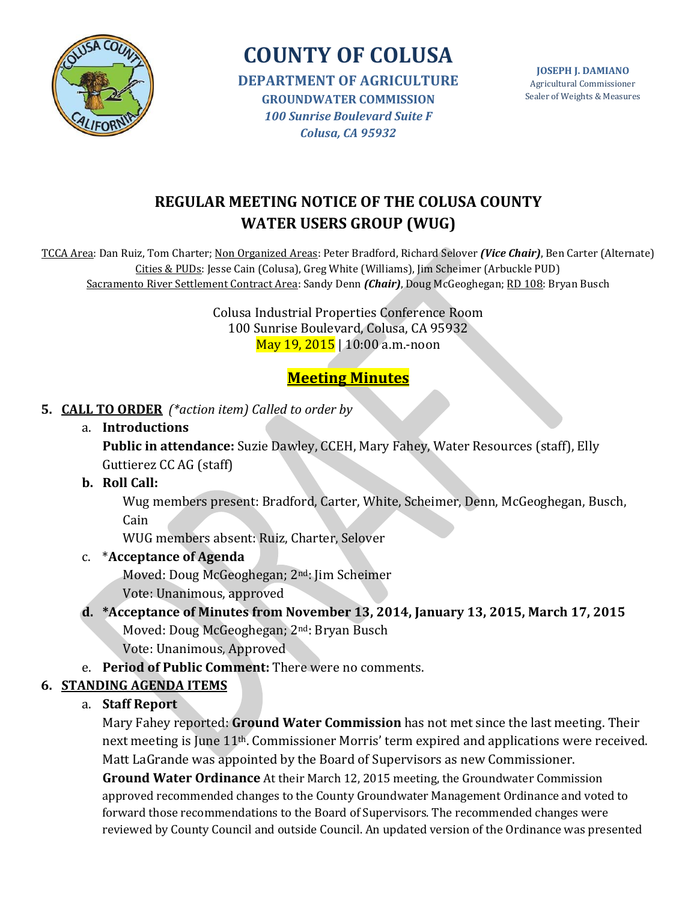# COUNTY OF COLUSA

**DEPARTMENT OF AGRICULTURE**
**GROUNDWATER COMMISSION**
*100 Sunrise Boulevard Suite F*
*Colusa, CA 95932*

**JOSEPH J. DAMIANO**
Agricultural Commissioner
Sealer of Weights & Measures

## REGULAR MEETING NOTICE OF THE COLUSA COUNTY WATER USERS GROUP (WUG)

TCCA Area: Dan Ruiz, Tom Charter; Non Organized Areas: Peter Bradford, Richard Selover ***(Vice Chair)***, Ben Carter (Alternate)
Cities & PUDs: Jesse Cain (Colusa), Greg White (Williams), Jim Scheimer (Arbuckle PUD)
Sacramento River Settlement Contract Area: Sandy Denn ***(Chair)***, Doug McGeoghegan; RD 108: Bryan Busch

Colusa Industrial Properties Conference Room
100 Sunrise Boulevard, Colusa, CA 95932
May 19, 2015 | 10:00 a.m.-noon

## Meeting Minutes

**5. CALL TO ORDER** *(\*action item) Called to order by*

a. **Introductions**

**Public in attendance:** Suzie Dawley, CCEH, Mary Fahey, Water Resources (staff), Elly Guttierez CC AG (staff)

**b. Roll Call:**

Wug members present: Bradford, Carter, White, Scheimer, Denn, McGeoghegan, Busch, Cain

WUG members absent: Ruiz, Charter, Selover

c. \***Acceptance of Agenda**

Moved: Doug McGeoghegan; 2nd: Jim Scheimer

Vote: Unanimous, approved

**d. \*Acceptance of Minutes from November 13, 2014, January 13, 2015, March 17, 2015**

Moved: Doug McGeoghegan; 2nd: Bryan Busch

Vote: Unanimous, Approved

e. **Period of Public Comment:** There were no comments.

**6. STANDING AGENDA ITEMS**

a. **Staff Report**

Mary Fahey reported: **Ground Water Commission** has not met since the last meeting. Their next meeting is June 11th. Commissioner Morris' term expired and applications were received. Matt LaGrande was appointed by the Board of Supervisors as new Commissioner.

**Ground Water Ordinance** At their March 12, 2015 meeting, the Groundwater Commission approved recommended changes to the County Groundwater Management Ordinance and voted to forward those recommendations to the Board of Supervisors. The recommended changes were reviewed by County Council and outside Council. An updated version of the Ordinance was presented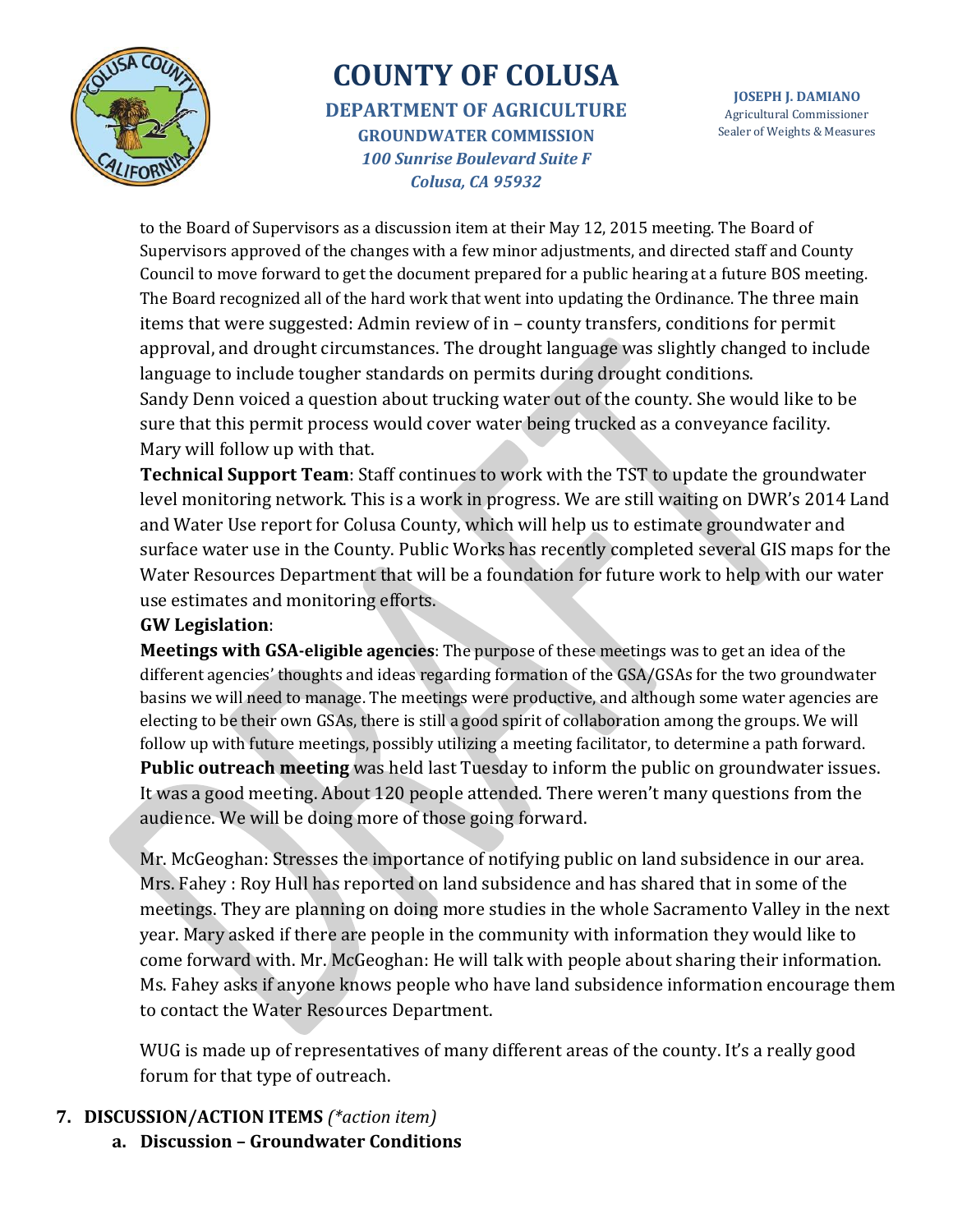to the Board of Supervisors as a discussion item at their May 12, 2015 meeting. The Board of Supervisors approved of the changes with a few minor adjustments, and directed staff and County Council to move forward to get the document prepared for a public hearing at a future BOS meeting. The Board recognized all of the hard work that went into updating the Ordinance. The three main items that were suggested: Admin review of in – county transfers, conditions for permit approval, and drought circumstances. The drought language was slightly changed to include language to include tougher standards on permits during drought conditions.
Sandy Denn voiced a question about trucking water out of the county. She would like to be sure that this permit process would cover water being trucked as a conveyance facility. Mary will follow up with that.

**Technical Support Team**: Staff continues to work with the TST to update the groundwater level monitoring network. This is a work in progress. We are still waiting on DWR's 2014 Land and Water Use report for Colusa County, which will help us to estimate groundwater and surface water use in the County. Public Works has recently completed several GIS maps for the Water Resources Department that will be a foundation for future work to help with our water use estimates and monitoring efforts.

**GW Legislation**:

**Meetings with GSA-eligible agencies**: The purpose of these meetings was to get an idea of the different agencies' thoughts and ideas regarding formation of the GSA/GSAs for the two groundwater basins we will need to manage. The meetings were productive, and although some water agencies are electing to be their own GSAs, there is still a good spirit of collaboration among the groups. We will follow up with future meetings, possibly utilizing a meeting facilitator, to determine a path forward.

**Public outreach meeting** was held last Tuesday to inform the public on groundwater issues. It was a good meeting. About 120 people attended. There weren't many questions from the audience. We will be doing more of those going forward.

Mr. McGeoghan: Stresses the importance of notifying public on land subsidence in our area. Mrs. Fahey : Roy Hull has reported on land subsidence and has shared that in some of the meetings. They are planning on doing more studies in the whole Sacramento Valley in the next year. Mary asked if there are people in the community with information they would like to come forward with. Mr. McGeoghan: He will talk with people about sharing their information. Ms. Fahey asks if anyone knows people who have land subsidence information encourage them to contact the Water Resources Department.

WUG is made up of representatives of many different areas of the county. It's a really good forum for that type of outreach.

7. **DISCUSSION/ACTION ITEMS** *(\*action item)*
   a. **Discussion – Groundwater Conditions**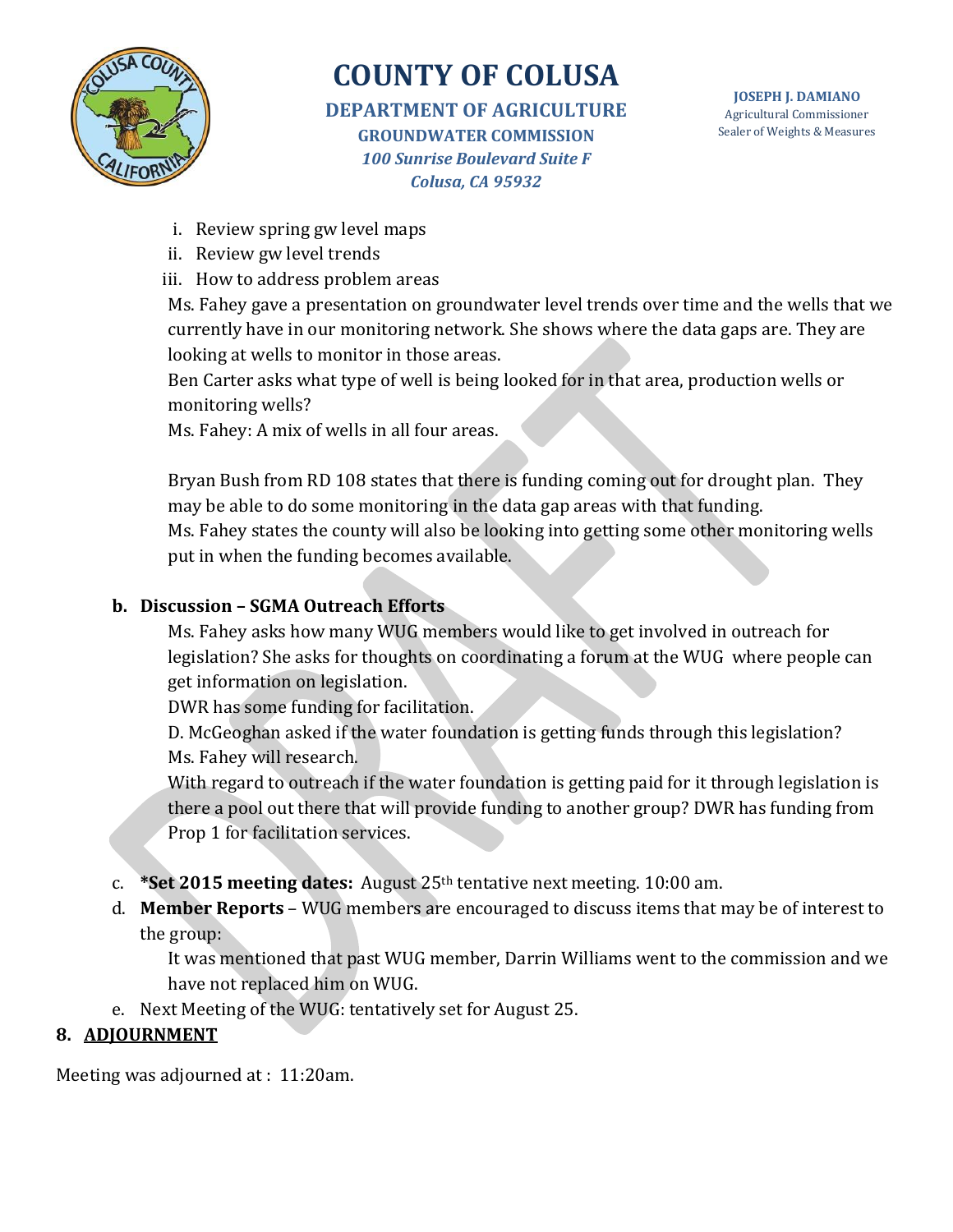# COUNTY OF COLUSA

**DEPARTMENT OF AGRICULTURE**
**GROUNDWATER COMMISSION**
*100 Sunrise Boulevard Suite F*
*Colusa, CA 95932*

**JOSEPH J. DAMIANO**
Agricultural Commissioner
Sealer of Weights & Measures

i. Review spring gw level maps
ii. Review gw level trends
iii. How to address problem areas

Ms. Fahey gave a presentation on groundwater level trends over time and the wells that we currently have in our monitoring network. She shows where the data gaps are. They are looking at wells to monitor in those areas.

Ben Carter asks what type of well is being looked for in that area, production wells or monitoring wells?

Ms. Fahey: A mix of wells in all four areas.

Bryan Bush from RD 108 states that there is funding coming out for drought plan. They may be able to do some monitoring in the data gap areas with that funding.

Ms. Fahey states the county will also be looking into getting some other monitoring wells put in when the funding becomes available.

**b. Discussion – SGMA Outreach Efforts**

Ms. Fahey asks how many WUG members would like to get involved in outreach for legislation? She asks for thoughts on coordinating a forum at the WUG where people can get information on legislation.

DWR has some funding for facilitation.

D. McGeoghan asked if the water foundation is getting funds through this legislation? Ms. Fahey will research.

With regard to outreach if the water foundation is getting paid for it through legislation is there a pool out there that will provide funding to another group? DWR has funding from Prop 1 for facilitation services.

c. ***Set 2015 meeting dates:** August 25th tentative next meeting. 10:00 am.

d. **Member Reports** – WUG members are encouraged to discuss items that may be of interest to the group:

It was mentioned that past WUG member, Darrin Williams went to the commission and we have not replaced him on WUG.

e. Next Meeting of the WUG: tentatively set for August 25.

## 8. ADJOURNMENT

Meeting was adjourned at : 11:20am.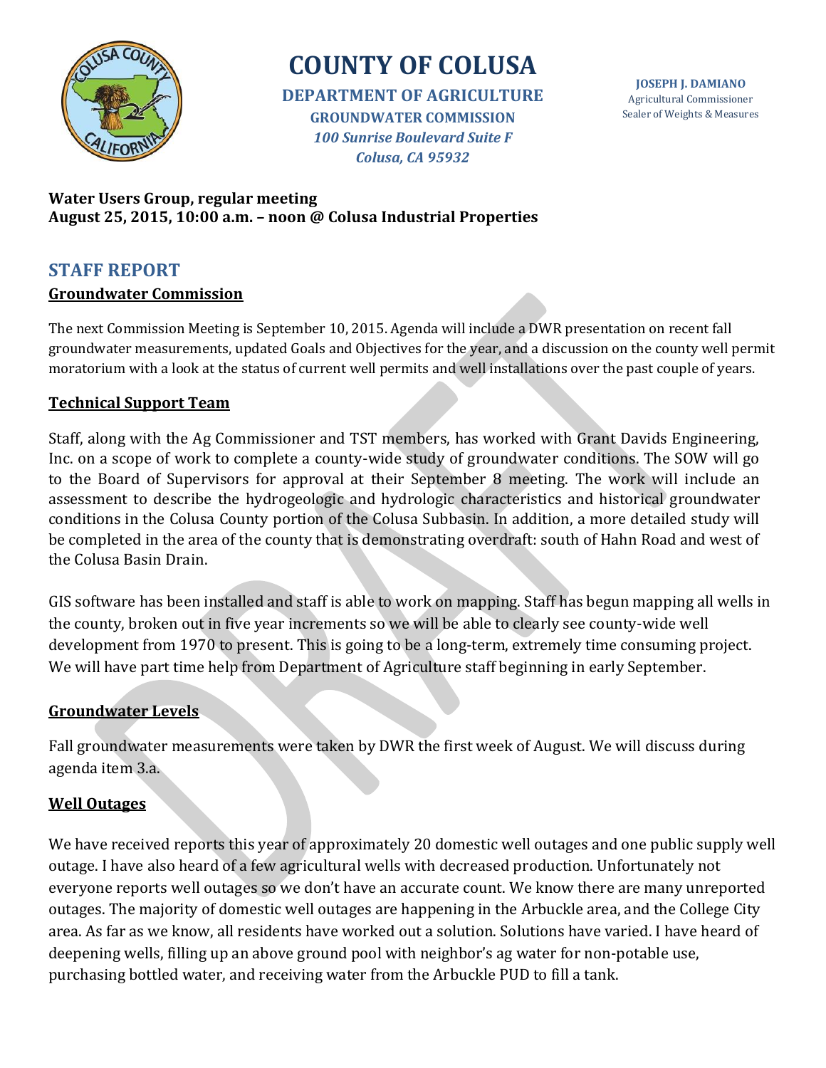# COUNTY OF COLUSA

**DEPARTMENT OF AGRICULTURE**
**GROUNDWATER COMMISSION**
*100 Sunrise Boulevard Suite F*
*Colusa, CA 95932*

**JOSEPH J. DAMIANO**
Agricultural Commissioner
Sealer of Weights & Measures

**Water Users Group, regular meeting**
**August 25, 2015, 10:00 a.m. – noon @ Colusa Industrial Properties**

## STAFF REPORT

### Groundwater Commission

The next Commission Meeting is September 10, 2015. Agenda will include a DWR presentation on recent fall groundwater measurements, updated Goals and Objectives for the year, and a discussion on the county well permit moratorium with a look at the status of current well permits and well installations over the past couple of years.

### Technical Support Team

Staff, along with the Ag Commissioner and TST members, has worked with Grant Davids Engineering, Inc. on a scope of work to complete a county-wide study of groundwater conditions. The SOW will go to the Board of Supervisors for approval at their September 8 meeting. The work will include an assessment to describe the hydrogeologic and hydrologic characteristics and historical groundwater conditions in the Colusa County portion of the Colusa Subbasin. In addition, a more detailed study will be completed in the area of the county that is demonstrating overdraft: south of Hahn Road and west of the Colusa Basin Drain.

GIS software has been installed and staff is able to work on mapping. Staff has begun mapping all wells in the county, broken out in five year increments so we will be able to clearly see county-wide well development from 1970 to present. This is going to be a long-term, extremely time consuming project. We will have part time help from Department of Agriculture staff beginning in early September.

### Groundwater Levels

Fall groundwater measurements were taken by DWR the first week of August. We will discuss during agenda item 3.a.

### Well Outages

We have received reports this year of approximately 20 domestic well outages and one public supply well outage. I have also heard of a few agricultural wells with decreased production. Unfortunately not everyone reports well outages so we don't have an accurate count. We know there are many unreported outages. The majority of domestic well outages are happening in the Arbuckle area, and the College City area. As far as we know, all residents have worked out a solution. Solutions have varied. I have heard of deepening wells, filling up an above ground pool with neighbor's ag water for non-potable use, purchasing bottled water, and receiving water from the Arbuckle PUD to fill a tank.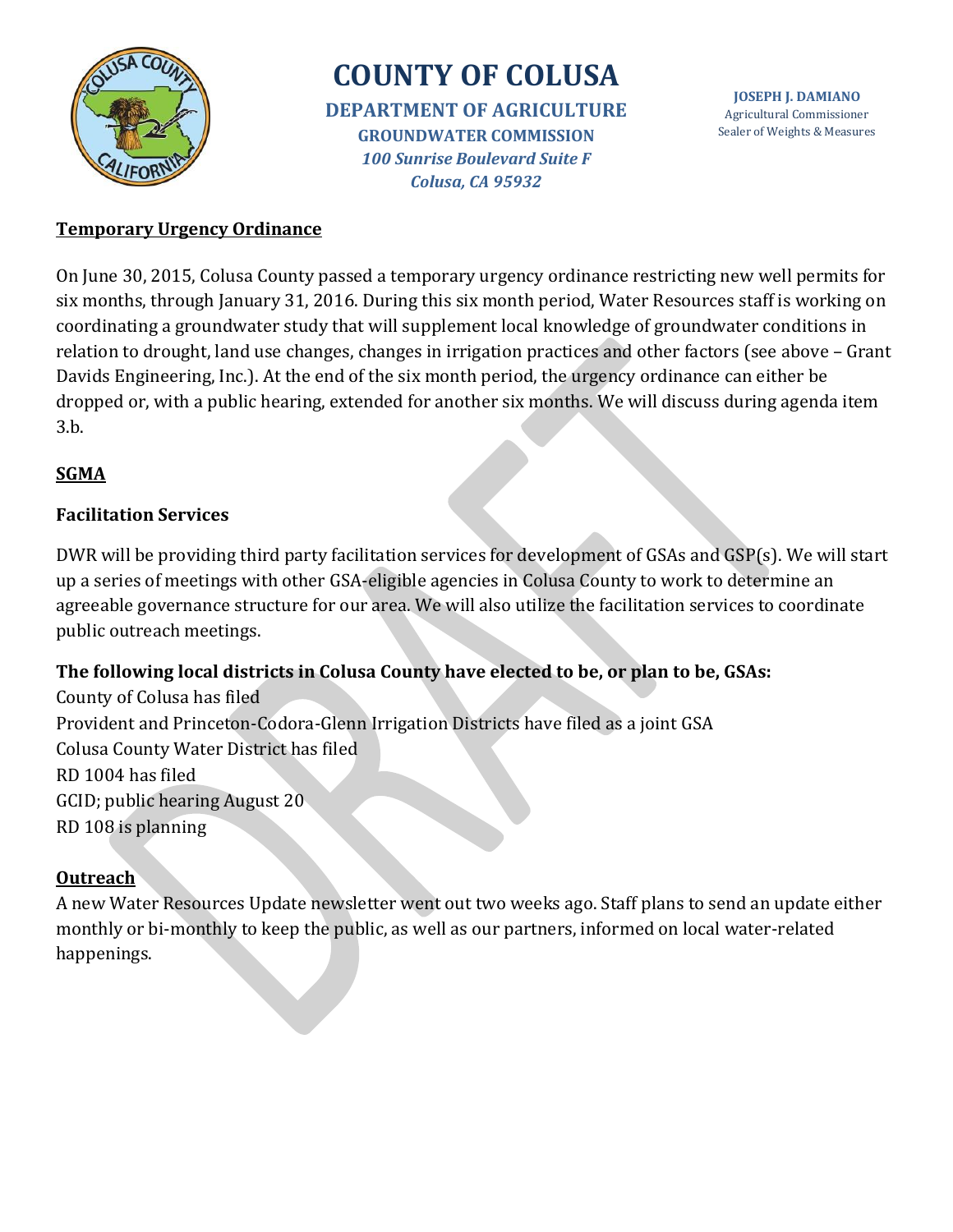# COUNTY OF COLUSA

**DEPARTMENT OF AGRICULTURE**
**GROUNDWATER COMMISSION**
*100 Sunrise Boulevard Suite F*
*Colusa, CA 95932*

**JOSEPH J. DAMIANO**
Agricultural Commissioner
Sealer of Weights & Measures

## Temporary Urgency Ordinance

On June 30, 2015, Colusa County passed a temporary urgency ordinance restricting new well permits for six months, through January 31, 2016. During this six month period, Water Resources staff is working on coordinating a groundwater study that will supplement local knowledge of groundwater conditions in relation to drought, land use changes, changes in irrigation practices and other factors (see above – Grant Davids Engineering, Inc.). At the end of the six month period, the urgency ordinance can either be dropped or, with a public hearing, extended for another six months. We will discuss during agenda item 3.b.

## SGMA

### Facilitation Services

DWR will be providing third party facilitation services for development of GSAs and GSP(s). We will start up a series of meetings with other GSA-eligible agencies in Colusa County to work to determine an agreeable governance structure for our area. We will also utilize the facilitation services to coordinate public outreach meetings.

**The following local districts in Colusa County have elected to be, or plan to be, GSAs:**

County of Colusa has filed
Provident and Princeton-Codora-Glenn Irrigation Districts have filed as a joint GSA
Colusa County Water District has filed
RD 1004 has filed
GCID; public hearing August 20
RD 108 is planning

## Outreach

A new Water Resources Update newsletter went out two weeks ago. Staff plans to send an update either monthly or bi-monthly to keep the public, as well as our partners, informed on local water-related happenings.